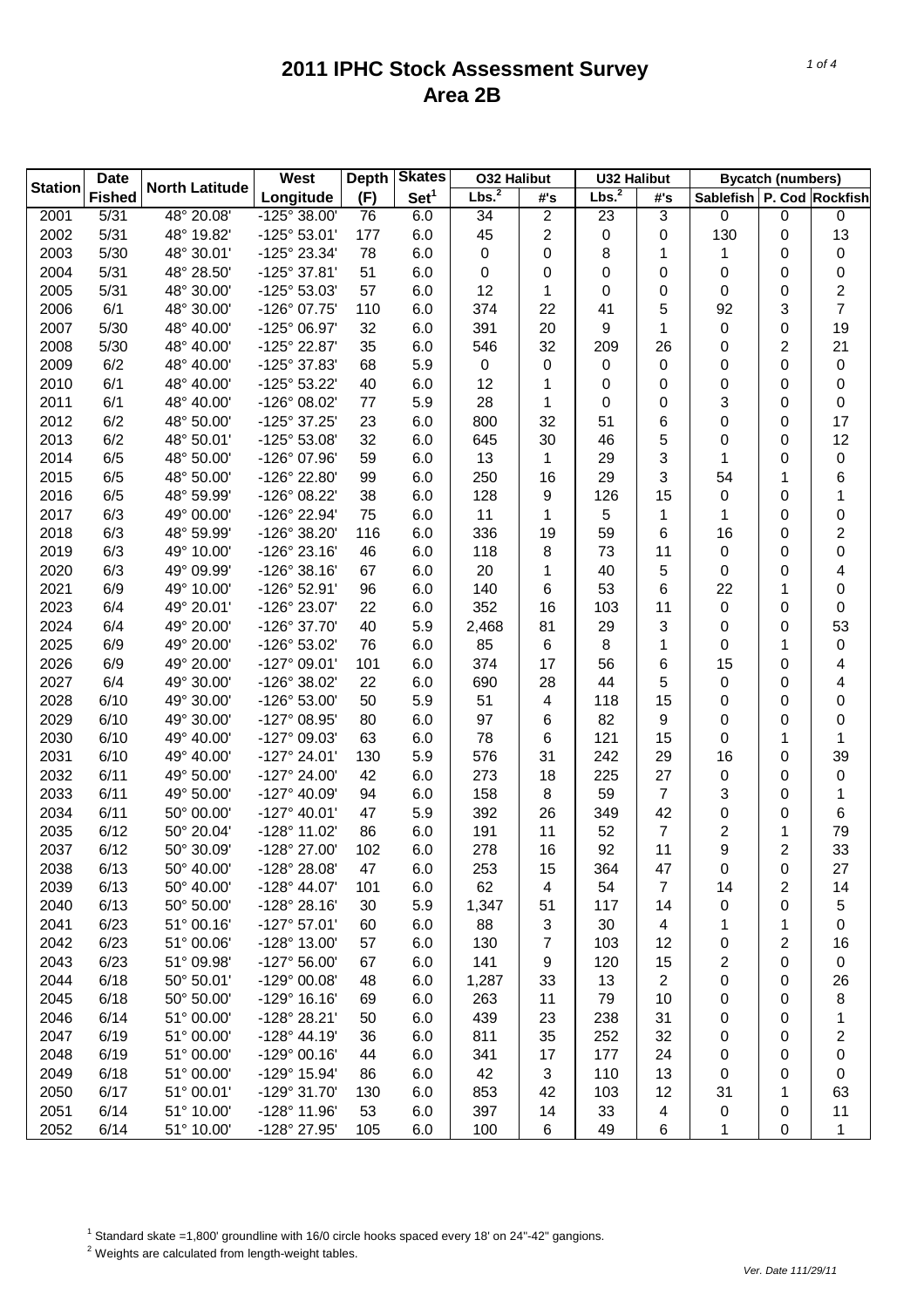# 2011 IPHC Stock Assessment Survey
# Area 2B

| Station | Date Fished | North Latitude | West Longitude | Depth (F) | Skates Set[1] | O32 Halibut Lbs.[2] | O32 Halibut #'s | U32 Halibut Lbs.[2] | U32 Halibut #'s | Bycatch (numbers) Sablefish | P. Cod | Rockfish |
|---|---|---|---|---|---|---|---|---|---|---|---|---|
| 2001 | 5/31 | 48° 20.08' | -125° 38.00' | 76 | 6.0 | 34 | 2 | 23 | 3 | 0 | 0 | 0 |
| 2002 | 5/31 | 48° 19.82' | -125° 53.01' | 177 | 6.0 | 45 | 2 | 0 | 0 | 130 | 0 | 13 |
| 2003 | 5/30 | 48° 30.01' | -125° 23.34' | 78 | 6.0 | 0 | 0 | 8 | 1 | 1 | 0 | 0 |
| 2004 | 5/31 | 48° 28.50' | -125° 37.81' | 51 | 6.0 | 0 | 0 | 0 | 0 | 0 | 0 | 0 |
| 2005 | 5/31 | 48° 30.00' | -125° 53.03' | 57 | 6.0 | 12 | 1 | 0 | 0 | 0 | 0 | 2 |
| 2006 | 6/1 | 48° 30.00' | -126° 07.75' | 110 | 6.0 | 374 | 22 | 41 | 5 | 92 | 3 | 7 |
| 2007 | 5/30 | 48° 40.00' | -125° 06.97' | 32 | 6.0 | 391 | 20 | 9 | 1 | 0 | 0 | 19 |
| 2008 | 5/30 | 48° 40.00' | -125° 22.87' | 35 | 6.0 | 546 | 32 | 209 | 26 | 0 | 2 | 21 |
| 2009 | 6/2 | 48° 40.00' | -125° 37.83' | 68 | 5.9 | 0 | 0 | 0 | 0 | 0 | 0 | 0 |
| 2010 | 6/1 | 48° 40.00' | -125° 53.22' | 40 | 6.0 | 12 | 1 | 0 | 0 | 0 | 0 | 0 |
| 2011 | 6/1 | 48° 40.00' | -126° 08.02' | 77 | 5.9 | 28 | 1 | 0 | 0 | 3 | 0 | 0 |
| 2012 | 6/2 | 48° 50.00' | -125° 37.25' | 23 | 6.0 | 800 | 32 | 51 | 6 | 0 | 0 | 17 |
| 2013 | 6/2 | 48° 50.01' | -125° 53.08' | 32 | 6.0 | 645 | 30 | 46 | 5 | 0 | 0 | 12 |
| 2014 | 6/5 | 48° 50.00' | -126° 07.96' | 59 | 6.0 | 13 | 1 | 29 | 3 | 1 | 0 | 0 |
| 2015 | 6/5 | 48° 50.00' | -126° 22.80' | 99 | 6.0 | 250 | 16 | 29 | 3 | 54 | 1 | 6 |
| 2016 | 6/5 | 48° 59.99' | -126° 08.22' | 38 | 6.0 | 128 | 9 | 126 | 15 | 0 | 0 | 1 |
| 2017 | 6/3 | 49° 00.00' | -126° 22.94' | 75 | 6.0 | 11 | 1 | 5 | 1 | 1 | 0 | 0 |
| 2018 | 6/3 | 48° 59.99' | -126° 38.20' | 116 | 6.0 | 336 | 19 | 59 | 6 | 16 | 0 | 2 |
| 2019 | 6/3 | 49° 10.00' | -126° 23.16' | 46 | 6.0 | 118 | 8 | 73 | 11 | 0 | 0 | 0 |
| 2020 | 6/3 | 49° 09.99' | -126° 38.16' | 67 | 6.0 | 20 | 1 | 40 | 5 | 0 | 0 | 4 |
| 2021 | 6/9 | 49° 10.00' | -126° 52.91' | 96 | 6.0 | 140 | 6 | 53 | 6 | 22 | 1 | 0 |
| 2023 | 6/4 | 49° 20.01' | -126° 23.07' | 22 | 6.0 | 352 | 16 | 103 | 11 | 0 | 0 | 0 |
| 2024 | 6/4 | 49° 20.00' | -126° 37.70' | 40 | 5.9 | 2,468 | 81 | 29 | 3 | 0 | 0 | 53 |
| 2025 | 6/9 | 49° 20.00' | -126° 53.02' | 76 | 6.0 | 85 | 6 | 8 | 1 | 0 | 1 | 0 |
| 2026 | 6/9 | 49° 20.00' | -127° 09.01' | 101 | 6.0 | 374 | 17 | 56 | 6 | 15 | 0 | 4 |
| 2027 | 6/4 | 49° 30.00' | -126° 38.02' | 22 | 6.0 | 690 | 28 | 44 | 5 | 0 | 0 | 4 |
| 2028 | 6/10 | 49° 30.00' | -126° 53.00' | 50 | 5.9 | 51 | 4 | 118 | 15 | 0 | 0 | 0 |
| 2029 | 6/10 | 49° 30.00' | -127° 08.95' | 80 | 6.0 | 97 | 6 | 82 | 9 | 0 | 0 | 0 |
| 2030 | 6/10 | 49° 40.00' | -127° 09.03' | 63 | 6.0 | 78 | 6 | 121 | 15 | 0 | 1 | 1 |
| 2031 | 6/10 | 49° 40.00' | -127° 24.01' | 130 | 5.9 | 576 | 31 | 242 | 29 | 16 | 0 | 39 |
| 2032 | 6/11 | 49° 50.00' | -127° 24.00' | 42 | 6.0 | 273 | 18 | 225 | 27 | 0 | 0 | 0 |
| 2033 | 6/11 | 49° 50.00' | -127° 40.09' | 94 | 6.0 | 158 | 8 | 59 | 7 | 3 | 0 | 1 |
| 2034 | 6/11 | 50° 00.00' | -127° 40.01' | 47 | 5.9 | 392 | 26 | 349 | 42 | 0 | 0 | 6 |
| 2035 | 6/12 | 50° 20.04' | -128° 11.02' | 86 | 6.0 | 191 | 11 | 52 | 7 | 2 | 1 | 79 |
| 2037 | 6/12 | 50° 30.09' | -128° 27.00' | 102 | 6.0 | 278 | 16 | 92 | 11 | 9 | 2 | 33 |
| 2038 | 6/13 | 50° 40.00' | -128° 28.08' | 47 | 6.0 | 253 | 15 | 364 | 47 | 0 | 0 | 27 |
| 2039 | 6/13 | 50° 40.00' | -128° 44.07' | 101 | 6.0 | 62 | 4 | 54 | 7 | 14 | 2 | 14 |
| 2040 | 6/13 | 50° 50.00' | -128° 28.16' | 30 | 5.9 | 1,347 | 51 | 117 | 14 | 0 | 0 | 5 |
| 2041 | 6/23 | 51° 00.16' | -127° 57.01' | 60 | 6.0 | 88 | 3 | 30 | 4 | 1 | 1 | 0 |
| 2042 | 6/23 | 51° 00.06' | -128° 13.00' | 57 | 6.0 | 130 | 7 | 103 | 12 | 0 | 2 | 16 |
| 2043 | 6/23 | 51° 09.98' | -127° 56.00' | 67 | 6.0 | 141 | 9 | 120 | 15 | 2 | 0 | 0 |
| 2044 | 6/18 | 50° 50.01' | -129° 00.08' | 48 | 6.0 | 1,287 | 33 | 13 | 2 | 0 | 0 | 26 |
| 2045 | 6/18 | 50° 50.00' | -129° 16.16' | 69 | 6.0 | 263 | 11 | 79 | 10 | 0 | 0 | 8 |
| 2046 | 6/14 | 51° 00.00' | -128° 28.21' | 50 | 6.0 | 439 | 23 | 238 | 31 | 0 | 0 | 1 |
| 2047 | 6/19 | 51° 00.00' | -128° 44.19' | 36 | 6.0 | 811 | 35 | 252 | 32 | 0 | 0 | 2 |
| 2048 | 6/19 | 51° 00.00' | -129° 00.16' | 44 | 6.0 | 341 | 17 | 177 | 24 | 0 | 0 | 0 |
| 2049 | 6/18 | 51° 00.00' | -129° 15.94' | 86 | 6.0 | 42 | 3 | 110 | 13 | 0 | 0 | 0 |
| 2050 | 6/17 | 51° 00.01' | -129° 31.70' | 130 | 6.0 | 853 | 42 | 103 | 12 | 31 | 1 | 63 |
| 2051 | 6/14 | 51° 10.00' | -128° 11.96' | 53 | 6.0 | 397 | 14 | 33 | 4 | 0 | 0 | 11 |
| 2052 | 6/14 | 51° 10.00' | -128° 27.95' | 105 | 6.0 | 100 | 6 | 49 | 6 | 1 | 0 | 1 |

[1] Standard skate =1,800' groundline with 16/0 circle hooks spaced every 18' on 24"-42" gangions.

[2] Weights are calculated from length-weight tables.

Ver. Date 111/29/11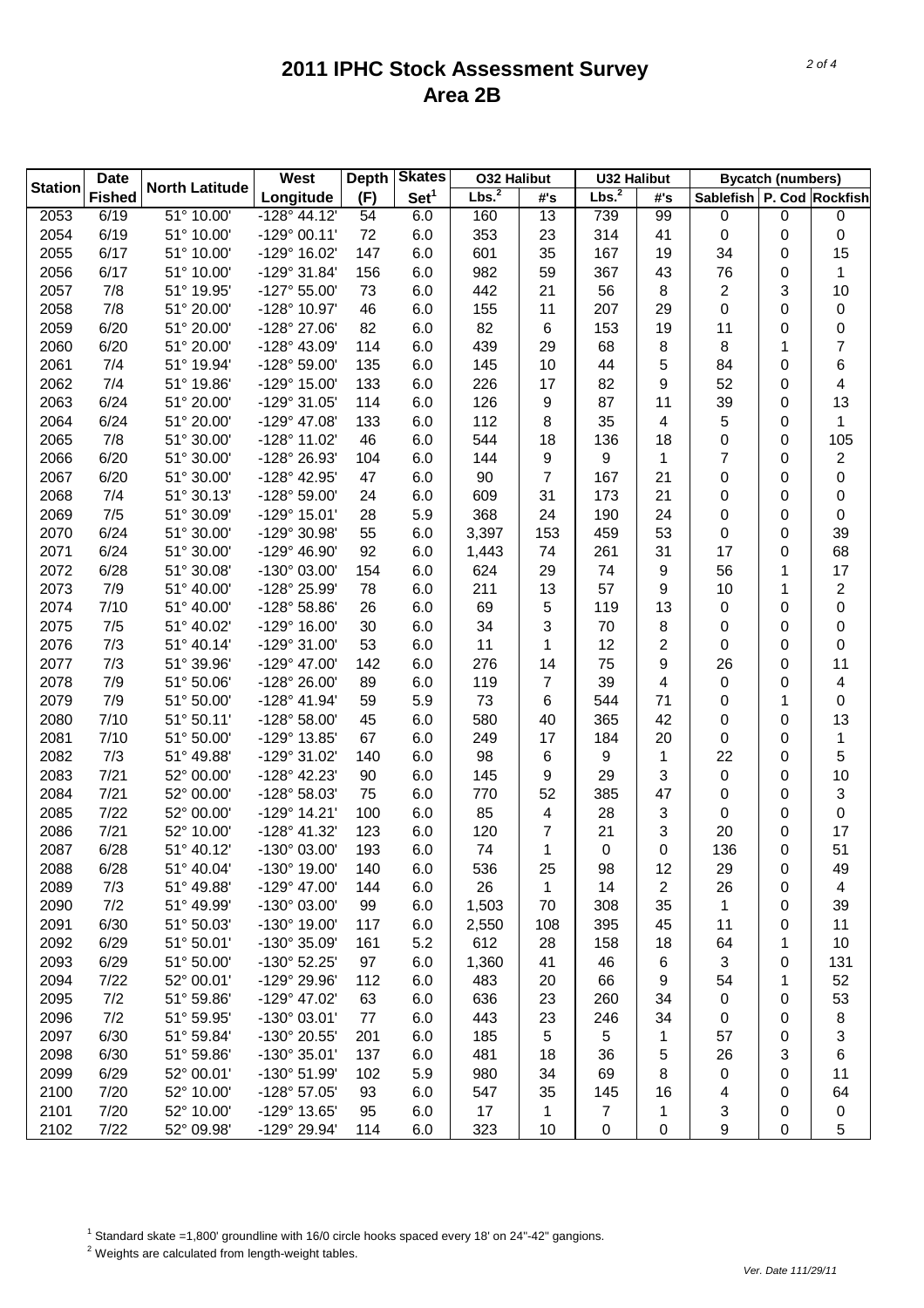# 2011 IPHC Stock Assessment Survey
## Area 2B

| Station | Date Fished | North Latitude | West Longitude | Depth (F) | Skates Set[1] | O32 Halibut | | U32 Halibut | | Bycatch (numbers) | | |
|---|---|---|---|---|---|---|---|---|---|---|---|---|
| | | | | | | Lbs.[2] | #'s | Lbs.[2] | #'s | Sablefish | P. Cod | Rockfish |
| 2053 | 6/19 | 51° 10.00' | -128° 44.12' | 54 | 6.0 | 160 | 13 | 739 | 99 | 0 | 0 | 0 |
| 2054 | 6/19 | 51° 10.00' | -129° 00.11' | 72 | 6.0 | 353 | 23 | 314 | 41 | 0 | 0 | 0 |
| 2055 | 6/17 | 51° 10.00' | -129° 16.02' | 147 | 6.0 | 601 | 35 | 167 | 19 | 34 | 0 | 15 |
| 2056 | 6/17 | 51° 10.00' | -129° 31.84' | 156 | 6.0 | 982 | 59 | 367 | 43 | 76 | 0 | 1 |
| 2057 | 7/8 | 51° 19.95' | -127° 55.00' | 73 | 6.0 | 442 | 21 | 56 | 8 | 2 | 3 | 10 |
| 2058 | 7/8 | 51° 20.00' | -128° 10.97' | 46 | 6.0 | 155 | 11 | 207 | 29 | 0 | 0 | 0 |
| 2059 | 6/20 | 51° 20.00' | -128° 27.06' | 82 | 6.0 | 82 | 6 | 153 | 19 | 11 | 0 | 0 |
| 2060 | 6/20 | 51° 20.00' | -128° 43.09' | 114 | 6.0 | 439 | 29 | 68 | 8 | 8 | 1 | 7 |
| 2061 | 7/4 | 51° 19.94' | -128° 59.00' | 135 | 6.0 | 145 | 10 | 44 | 5 | 84 | 0 | 6 |
| 2062 | 7/4 | 51° 19.86' | -129° 15.00' | 133 | 6.0 | 226 | 17 | 82 | 9 | 52 | 0 | 4 |
| 2063 | 6/24 | 51° 20.00' | -129° 31.05' | 114 | 6.0 | 126 | 9 | 87 | 11 | 39 | 0 | 13 |
| 2064 | 6/24 | 51° 20.00' | -129° 47.08' | 133 | 6.0 | 112 | 8 | 35 | 4 | 5 | 0 | 1 |
| 2065 | 7/8 | 51° 30.00' | -128° 11.02' | 46 | 6.0 | 544 | 18 | 136 | 18 | 0 | 0 | 105 |
| 2066 | 6/20 | 51° 30.00' | -128° 26.93' | 104 | 6.0 | 144 | 9 | 9 | 1 | 7 | 0 | 2 |
| 2067 | 6/20 | 51° 30.00' | -128° 42.95' | 47 | 6.0 | 90 | 7 | 167 | 21 | 0 | 0 | 0 |
| 2068 | 7/4 | 51° 30.13' | -128° 59.00' | 24 | 6.0 | 609 | 31 | 173 | 21 | 0 | 0 | 0 |
| 2069 | 7/5 | 51° 30.09' | -129° 15.01' | 28 | 5.9 | 368 | 24 | 190 | 24 | 0 | 0 | 0 |
| 2070 | 6/24 | 51° 30.00' | -129° 30.98' | 55 | 6.0 | 3,397 | 153 | 459 | 53 | 0 | 0 | 39 |
| 2071 | 6/24 | 51° 30.00' | -129° 46.90' | 92 | 6.0 | 1,443 | 74 | 261 | 31 | 17 | 0 | 68 |
| 2072 | 6/28 | 51° 30.08' | -130° 03.00' | 154 | 6.0 | 624 | 29 | 74 | 9 | 56 | 1 | 17 |
| 2073 | 7/9 | 51° 40.00' | -128° 25.99' | 78 | 6.0 | 211 | 13 | 57 | 9 | 10 | 1 | 2 |
| 2074 | 7/10 | 51° 40.00' | -128° 58.86' | 26 | 6.0 | 69 | 5 | 119 | 13 | 0 | 0 | 0 |
| 2075 | 7/5 | 51° 40.02' | -129° 16.00' | 30 | 6.0 | 34 | 3 | 70 | 8 | 0 | 0 | 0 |
| 2076 | 7/3 | 51° 40.14' | -129° 31.00' | 53 | 6.0 | 11 | 1 | 12 | 2 | 0 | 0 | 0 |
| 2077 | 7/3 | 51° 39.96' | -129° 47.00' | 142 | 6.0 | 276 | 14 | 75 | 9 | 26 | 0 | 11 |
| 2078 | 7/9 | 51° 50.06' | -128° 26.00' | 89 | 6.0 | 119 | 7 | 39 | 4 | 0 | 0 | 4 |
| 2079 | 7/9 | 51° 50.00' | -128° 41.94' | 59 | 5.9 | 73 | 6 | 544 | 71 | 0 | 1 | 0 |
| 2080 | 7/10 | 51° 50.11' | -128° 58.00' | 45 | 6.0 | 580 | 40 | 365 | 42 | 0 | 0 | 13 |
| 2081 | 7/10 | 51° 50.00' | -129° 13.85' | 67 | 6.0 | 249 | 17 | 184 | 20 | 0 | 0 | 1 |
| 2082 | 7/3 | 51° 49.88' | -129° 31.02' | 140 | 6.0 | 98 | 6 | 9 | 1 | 22 | 0 | 5 |
| 2083 | 7/21 | 52° 00.00' | -128° 42.23' | 90 | 6.0 | 145 | 9 | 29 | 3 | 0 | 0 | 10 |
| 2084 | 7/21 | 52° 00.00' | -128° 58.03' | 75 | 6.0 | 770 | 52 | 385 | 47 | 0 | 0 | 3 |
| 2085 | 7/22 | 52° 00.00' | -129° 14.21' | 100 | 6.0 | 85 | 4 | 28 | 3 | 0 | 0 | 0 |
| 2086 | 7/21 | 52° 10.00' | -128° 41.32' | 123 | 6.0 | 120 | 7 | 21 | 3 | 20 | 0 | 17 |
| 2087 | 6/28 | 51° 40.12' | -130° 03.00' | 193 | 6.0 | 74 | 1 | 0 | 0 | 136 | 0 | 51 |
| 2088 | 6/28 | 51° 40.04' | -130° 19.00' | 140 | 6.0 | 536 | 25 | 98 | 12 | 29 | 0 | 49 |
| 2089 | 7/3 | 51° 49.88' | -129° 47.00' | 144 | 6.0 | 26 | 1 | 14 | 2 | 26 | 0 | 4 |
| 2090 | 7/2 | 51° 49.99' | -130° 03.00' | 99 | 6.0 | 1,503 | 70 | 308 | 35 | 1 | 0 | 39 |
| 2091 | 6/30 | 51° 50.03' | -130° 19.00' | 117 | 6.0 | 2,550 | 108 | 395 | 45 | 11 | 0 | 11 |
| 2092 | 6/29 | 51° 50.01' | -130° 35.09' | 161 | 5.2 | 612 | 28 | 158 | 18 | 64 | 1 | 10 |
| 2093 | 6/29 | 51° 50.00' | -130° 52.25' | 97 | 6.0 | 1,360 | 41 | 46 | 6 | 3 | 0 | 131 |
| 2094 | 7/22 | 52° 00.01' | -129° 29.96' | 112 | 6.0 | 483 | 20 | 66 | 9 | 54 | 1 | 52 |
| 2095 | 7/2 | 51° 59.86' | -129° 47.02' | 63 | 6.0 | 636 | 23 | 260 | 34 | 0 | 0 | 53 |
| 2096 | 7/2 | 51° 59.95' | -130° 03.01' | 77 | 6.0 | 443 | 23 | 246 | 34 | 0 | 0 | 8 |
| 2097 | 6/30 | 51° 59.84' | -130° 20.55' | 201 | 6.0 | 185 | 5 | 5 | 1 | 57 | 0 | 3 |
| 2098 | 6/30 | 51° 59.86' | -130° 35.01' | 137 | 6.0 | 481 | 18 | 36 | 5 | 26 | 3 | 6 |
| 2099 | 6/29 | 52° 00.01' | -130° 51.99' | 102 | 5.9 | 980 | 34 | 69 | 8 | 0 | 0 | 11 |
| 2100 | 7/20 | 52° 10.00' | -128° 57.05' | 93 | 6.0 | 547 | 35 | 145 | 16 | 4 | 0 | 64 |
| 2101 | 7/20 | 52° 10.00' | -129° 13.65' | 95 | 6.0 | 17 | 1 | 7 | 1 | 3 | 0 | 0 |
| 2102 | 7/22 | 52° 09.98' | -129° 29.94' | 114 | 6.0 | 323 | 10 | 0 | 0 | 9 | 0 | 5 |

[1] Standard skate =1,800' groundline with 16/0 circle hooks spaced every 18' on 24"-42" gangions.

[2] Weights are calculated from length-weight tables.

*Ver. Date 111/29/11*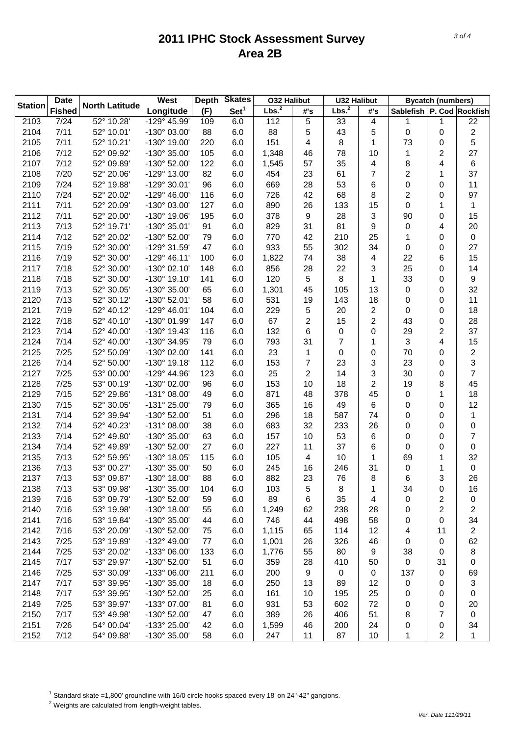# 2011 IPHC Stock Assessment Survey
## Area 2B

| Station | Date Fished | North Latitude | West Longitude | Depth (F) | Skates Set[1] | O32 Halibut Lbs.[2] | O32 Halibut #'s | U32 Halibut Lbs.[2] | U32 Halibut #'s | Bycatch (numbers) Sablefish | P. Cod | Rockfish |
|---|---|---|---|---|---|---|---|---|---|---|---|---|
| 2103 | 7/24 | 52° 10.28' | -129° 45.99' | 109 | 6.0 | 112 | 5 | 33 | 4 | 1 | 1 | 22 |
| 2104 | 7/11 | 52° 10.01' | -130° 03.00' | 88 | 6.0 | 88 | 5 | 43 | 5 | 0 | 0 | 2 |
| 2105 | 7/11 | 52° 10.21' | -130° 19.00' | 220 | 6.0 | 151 | 4 | 8 | 1 | 73 | 0 | 5 |
| 2106 | 7/12 | 52° 09.92' | -130° 35.00' | 105 | 6.0 | 1,348 | 46 | 78 | 10 | 1 | 2 | 27 |
| 2107 | 7/12 | 52° 09.89' | -130° 52.00' | 122 | 6.0 | 1,545 | 57 | 35 | 4 | 8 | 4 | 6 |
| 2108 | 7/20 | 52° 20.06' | -129° 13.00' | 82 | 6.0 | 454 | 23 | 61 | 7 | 2 | 1 | 37 |
| 2109 | 7/24 | 52° 19.88' | -129° 30.01' | 96 | 6.0 | 669 | 28 | 53 | 6 | 0 | 0 | 11 |
| 2110 | 7/24 | 52° 20.02' | -129° 46.00' | 116 | 6.0 | 726 | 42 | 68 | 8 | 2 | 0 | 97 |
| 2111 | 7/11 | 52° 20.09' | -130° 03.00' | 127 | 6.0 | 890 | 26 | 133 | 15 | 0 | 1 | 1 |
| 2112 | 7/11 | 52° 20.00' | -130° 19.06' | 195 | 6.0 | 378 | 9 | 28 | 3 | 90 | 0 | 15 |
| 2113 | 7/13 | 52° 19.71' | -130° 35.01' | 91 | 6.0 | 829 | 31 | 81 | 9 | 0 | 4 | 20 |
| 2114 | 7/12 | 52° 20.02' | -130° 52.00' | 79 | 6.0 | 770 | 42 | 210 | 25 | 1 | 0 | 0 |
| 2115 | 7/19 | 52° 30.00' | -129° 31.59' | 47 | 6.0 | 933 | 55 | 302 | 34 | 0 | 0 | 27 |
| 2116 | 7/19 | 52° 30.00' | -129° 46.11' | 100 | 6.0 | 1,822 | 74 | 38 | 4 | 22 | 6 | 15 |
| 2117 | 7/18 | 52° 30.00' | -130° 02.10' | 148 | 6.0 | 856 | 28 | 22 | 3 | 25 | 0 | 14 |
| 2118 | 7/18 | 52° 30.00' | -130° 19.10' | 141 | 6.0 | 120 | 5 | 8 | 1 | 33 | 0 | 9 |
| 2119 | 7/13 | 52° 30.05' | -130° 35.00' | 65 | 6.0 | 1,301 | 45 | 105 | 13 | 0 | 0 | 32 |
| 2120 | 7/13 | 52° 30.12' | -130° 52.01' | 58 | 6.0 | 531 | 19 | 143 | 18 | 0 | 0 | 11 |
| 2121 | 7/19 | 52° 40.12' | -129° 46.01' | 104 | 6.0 | 229 | 5 | 20 | 2 | 0 | 0 | 18 |
| 2122 | 7/18 | 52° 40.10' | -130° 01.99' | 147 | 6.0 | 67 | 2 | 15 | 2 | 43 | 0 | 28 |
| 2123 | 7/14 | 52° 40.00' | -130° 19.43' | 116 | 6.0 | 132 | 6 | 0 | 0 | 29 | 2 | 37 |
| 2124 | 7/14 | 52° 40.00' | -130° 34.95' | 79 | 6.0 | 793 | 31 | 7 | 1 | 3 | 4 | 15 |
| 2125 | 7/25 | 52° 50.09' | -130° 02.00' | 141 | 6.0 | 23 | 1 | 0 | 0 | 70 | 0 | 2 |
| 2126 | 7/14 | 52° 50.00' | -130° 19.18' | 112 | 6.0 | 153 | 7 | 23 | 3 | 23 | 0 | 3 |
| 2127 | 7/25 | 53° 00.00' | -129° 44.96' | 123 | 6.0 | 25 | 2 | 14 | 3 | 30 | 0 | 7 |
| 2128 | 7/25 | 53° 00.19' | -130° 02.00' | 96 | 6.0 | 153 | 10 | 18 | 2 | 19 | 8 | 45 |
| 2129 | 7/15 | 52° 29.86' | -131° 08.00' | 49 | 6.0 | 871 | 48 | 378 | 45 | 0 | 1 | 18 |
| 2130 | 7/15 | 52° 30.05' | -131° 25.00' | 79 | 6.0 | 365 | 16 | 49 | 6 | 0 | 0 | 12 |
| 2131 | 7/14 | 52° 39.94' | -130° 52.00' | 51 | 6.0 | 296 | 18 | 587 | 74 | 0 | 0 | 1 |
| 2132 | 7/14 | 52° 40.23' | -131° 08.00' | 38 | 6.0 | 683 | 32 | 233 | 26 | 0 | 0 | 0 |
| 2133 | 7/14 | 52° 49.80' | -130° 35.00' | 63 | 6.0 | 157 | 10 | 53 | 6 | 0 | 0 | 7 |
| 2134 | 7/14 | 52° 49.89' | -130° 52.00' | 27 | 6.0 | 227 | 11 | 37 | 6 | 0 | 0 | 0 |
| 2135 | 7/13 | 52° 59.95' | -130° 18.05' | 115 | 6.0 | 105 | 4 | 10 | 1 | 69 | 1 | 32 |
| 2136 | 7/13 | 53° 00.27' | -130° 35.00' | 50 | 6.0 | 245 | 16 | 246 | 31 | 0 | 1 | 0 |
| 2137 | 7/13 | 53° 09.87' | -130° 18.00' | 88 | 6.0 | 882 | 23 | 76 | 8 | 6 | 3 | 26 |
| 2138 | 7/13 | 53° 09.98' | -130° 35.00' | 104 | 6.0 | 103 | 5 | 8 | 1 | 34 | 0 | 16 |
| 2139 | 7/16 | 53° 09.79' | -130° 52.00' | 59 | 6.0 | 89 | 6 | 35 | 4 | 0 | 2 | 0 |
| 2140 | 7/16 | 53° 19.98' | -130° 18.00' | 55 | 6.0 | 1,249 | 62 | 238 | 28 | 0 | 2 | 2 |
| 2141 | 7/16 | 53° 19.84' | -130° 35.00' | 44 | 6.0 | 746 | 44 | 498 | 58 | 0 | 0 | 34 |
| 2142 | 7/16 | 53° 20.09' | -130° 52.00' | 75 | 6.0 | 1,115 | 65 | 114 | 12 | 4 | 11 | 2 |
| 2143 | 7/25 | 53° 19.89' | -132° 49.00' | 77 | 6.0 | 1,001 | 26 | 326 | 46 | 0 | 0 | 62 |
| 2144 | 7/25 | 53° 20.02' | -133° 06.00' | 133 | 6.0 | 1,776 | 55 | 80 | 9 | 38 | 0 | 8 |
| 2145 | 7/17 | 53° 29.97' | -130° 52.00' | 51 | 6.0 | 359 | 28 | 410 | 50 | 0 | 31 | 0 |
| 2146 | 7/25 | 53° 30.09' | -133° 06.00' | 211 | 6.0 | 200 | 9 | 0 | 0 | 137 | 0 | 69 |
| 2147 | 7/17 | 53° 39.95' | -130° 35.00' | 18 | 6.0 | 250 | 13 | 89 | 12 | 0 | 0 | 3 |
| 2148 | 7/17 | 53° 39.95' | -130° 52.00' | 25 | 6.0 | 161 | 10 | 195 | 25 | 0 | 0 | 0 |
| 2149 | 7/25 | 53° 39.97' | -133° 07.00' | 81 | 6.0 | 931 | 53 | 602 | 72 | 0 | 0 | 20 |
| 2150 | 7/17 | 53° 49.98' | -130° 52.00' | 47 | 6.0 | 389 | 26 | 406 | 51 | 8 | 7 | 0 |
| 2151 | 7/26 | 54° 00.04' | -133° 25.00' | 42 | 6.0 | 1,599 | 46 | 200 | 24 | 0 | 0 | 34 |
| 2152 | 7/12 | 54° 09.88' | -130° 35.00' | 58 | 6.0 | 247 | 11 | 87 | 10 | 1 | 2 | 1 |

[1] Standard skate =1,800' groundline with 16/0 circle hooks spaced every 18' on 24"-42" gangions.

[2] Weights are calculated from length-weight tables.

*Ver. Date 111/29/11*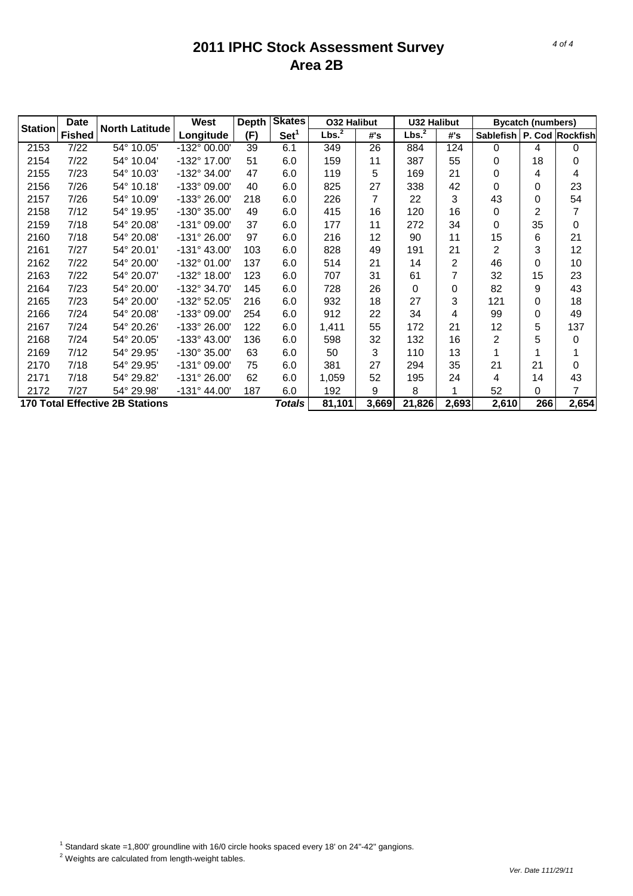# 2011 IPHC Stock Assessment Survey
## Area 2B

| Station | Date Fished | North Latitude | West Longitude | Depth (F) | Skates Set[1] | O32 Halibut Lbs.[2] | O32 Halibut #'s | U32 Halibut Lbs.[2] | U32 Halibut #'s | Bycatch (numbers) Sablefish | Bycatch (numbers) P. Cod | Bycatch (numbers) Rockfish |
|---|---|---|---|---|---|---|---|---|---|---|---|---|
| 2153 | 7/22 | 54° 10.05' | -132° 00.00' | 39 | 6.1 | 349 | 26 | 884 | 124 | 0 | 4 | 0 |
| 2154 | 7/22 | 54° 10.04' | -132° 17.00' | 51 | 6.0 | 159 | 11 | 387 | 55 | 0 | 18 | 0 |
| 2155 | 7/23 | 54° 10.03' | -132° 34.00' | 47 | 6.0 | 119 | 5 | 169 | 21 | 0 | 4 | 4 |
| 2156 | 7/26 | 54° 10.18' | -133° 09.00' | 40 | 6.0 | 825 | 27 | 338 | 42 | 0 | 0 | 23 |
| 2157 | 7/26 | 54° 10.09' | -133° 26.00' | 218 | 6.0 | 226 | 7 | 22 | 3 | 43 | 0 | 54 |
| 2158 | 7/12 | 54° 19.95' | -130° 35.00' | 49 | 6.0 | 415 | 16 | 120 | 16 | 0 | 2 | 7 |
| 2159 | 7/18 | 54° 20.08' | -131° 09.00' | 37 | 6.0 | 177 | 11 | 272 | 34 | 0 | 35 | 0 |
| 2160 | 7/18 | 54° 20.08' | -131° 26.00' | 97 | 6.0 | 216 | 12 | 90 | 11 | 15 | 6 | 21 |
| 2161 | 7/27 | 54° 20.01' | -131° 43.00' | 103 | 6.0 | 828 | 49 | 191 | 21 | 2 | 3 | 12 |
| 2162 | 7/22 | 54° 20.00' | -132° 01.00' | 137 | 6.0 | 514 | 21 | 14 | 2 | 46 | 0 | 10 |
| 2163 | 7/22 | 54° 20.07' | -132° 18.00' | 123 | 6.0 | 707 | 31 | 61 | 7 | 32 | 15 | 23 |
| 2164 | 7/23 | 54° 20.00' | -132° 34.70' | 145 | 6.0 | 728 | 26 | 0 | 0 | 82 | 9 | 43 |
| 2165 | 7/23 | 54° 20.00' | -132° 52.05' | 216 | 6.0 | 932 | 18 | 27 | 3 | 121 | 0 | 18 |
| 2166 | 7/24 | 54° 20.08' | -133° 09.00' | 254 | 6.0 | 912 | 22 | 34 | 4 | 99 | 0 | 49 |
| 2167 | 7/24 | 54° 20.26' | -133° 26.00' | 122 | 6.0 | 1,411 | 55 | 172 | 21 | 12 | 5 | 137 |
| 2168 | 7/24 | 54° 20.05' | -133° 43.00' | 136 | 6.0 | 598 | 32 | 132 | 16 | 2 | 5 | 0 |
| 2169 | 7/12 | 54° 29.95' | -130° 35.00' | 63 | 6.0 | 50 | 3 | 110 | 13 | 1 | 1 | 1 |
| 2170 | 7/18 | 54° 29.95' | -131° 09.00' | 75 | 6.0 | 381 | 27 | 294 | 35 | 21 | 21 | 0 |
| 2171 | 7/18 | 54° 29.82' | -131° 26.00' | 62 | 6.0 | 1,059 | 52 | 195 | 24 | 4 | 14 | 43 |
| 2172 | 7/27 | 54° 29.98' | -131° 44.00' | 187 | 6.0 | 192 | 9 | 8 | 1 | 52 | 0 | 7 |
| **170 Total Effective 2B Stations** | | | | | ***Totals*** | **81,101** | **3,669** | **21,826** | **2,693** | **2,610** | **266** | **2,654** |

[1] Standard skate =1,800' groundline with 16/0 circle hooks spaced every 18' on 24"-42" gangions.

[2] Weights are calculated from length-weight tables.

*Ver. Date 111/29/11*